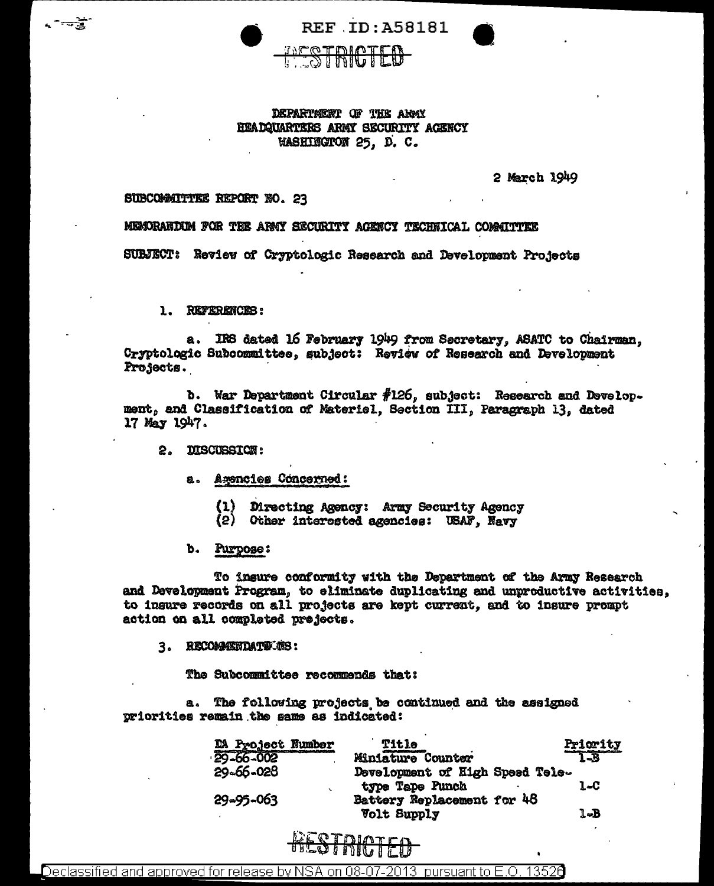REF ID:A58181

RESTRICTED

DEPARTMENT OF THE ARMY
HEADQUARTERS ARMY SECURITY AGENCY
WASHINGTON 25, D. C.

2 March 1949

SUBCOMMITTEE REPORT NO. 23

MEMORANDUM FOR THE ARMY SECURITY AGENCY TECHNICAL COMMITTEE

SUBJECT: Review of Cryptologic Research and Development Projects

1. REFERENCES:

a. IRS dated 16 February 1949 from Secretary, ASATC to Chairman, Cryptologic Subcommittee, subject: Review of Research and Development Projects.

b. War Department Circular #126, subject: Research and Development, and Classification of Materiel, Section III, Paragraph 13, dated 17 May 1947.

2. DISCUSSION:

a. Agencies Concerned:

(1) Directing Agency: Army Security Agency
(2) Other interested agencies: USAF, Navy

b. Purpose:

To insure conformity with the Department of the Army Research and Development Program, to eliminate duplicating and unproductive activities, to insure records on all projects are kept current, and to insure prompt action on all completed projects.

3. RECOMMENDATIONS:

The Subcommittee recommends that:

a. The following projects be continued and the assigned priorities remain the same as indicated:

| DA Project Number | Title | Priority |
|---|---|---|
| 29-66-002 | Miniature Counter | 1-B |
| 29-66-028 | Development of High Speed Teletype Tape Punch | 1-C |
| 29-95-063 | Battery Replacement for 48 Volt Supply | 1-B |

RESTRICTED

Declassified and approved for release by NSA on 08-07-2013 pursuant to E.O. 13526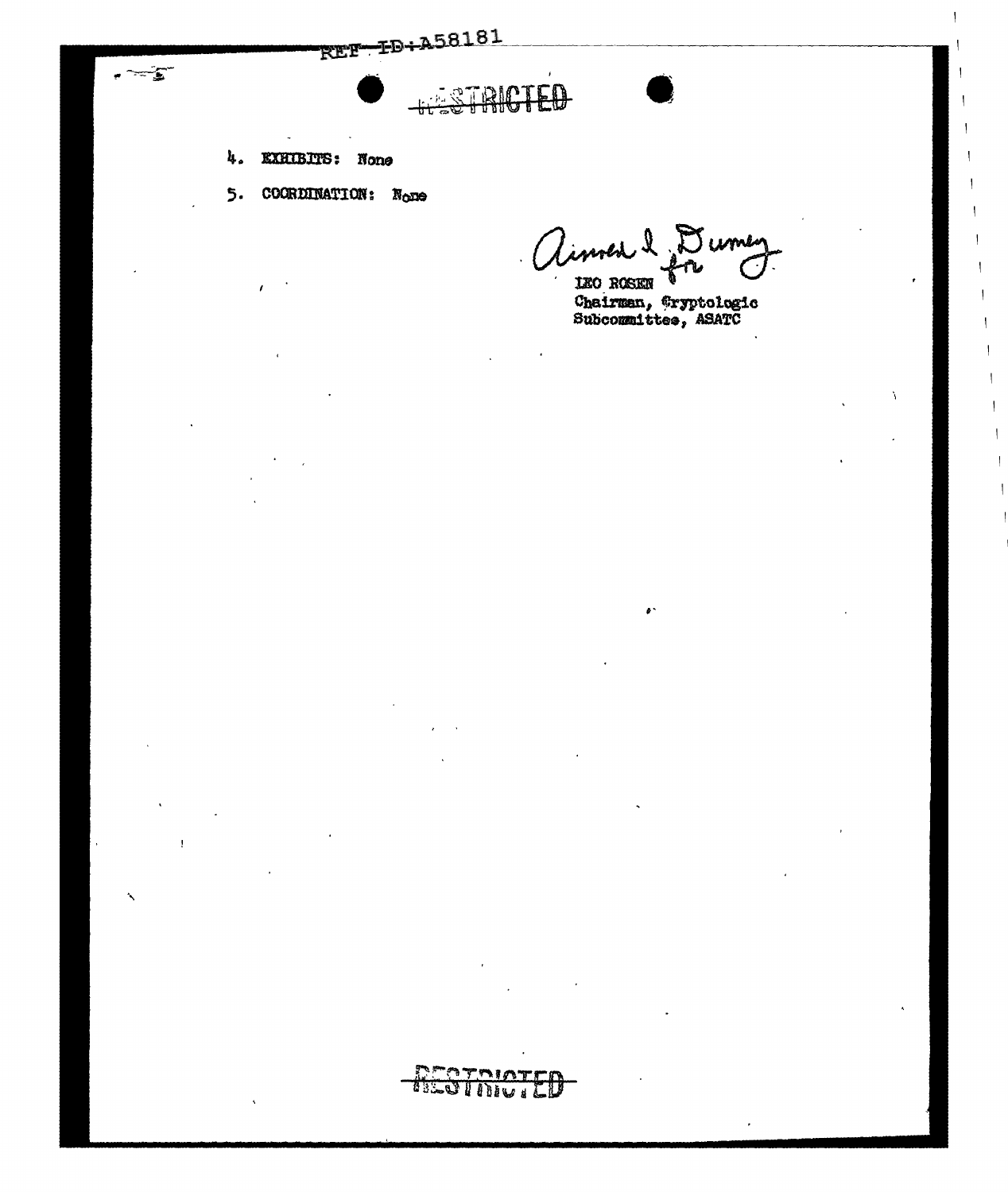RESTRICTED

4. EXHIBITS: None

5. COORDINATION: None

Aimed I. Dumey for
LEO ROSEN
Chairman, Cryptologic
Subcommittee, ASATC

RESTRICTED